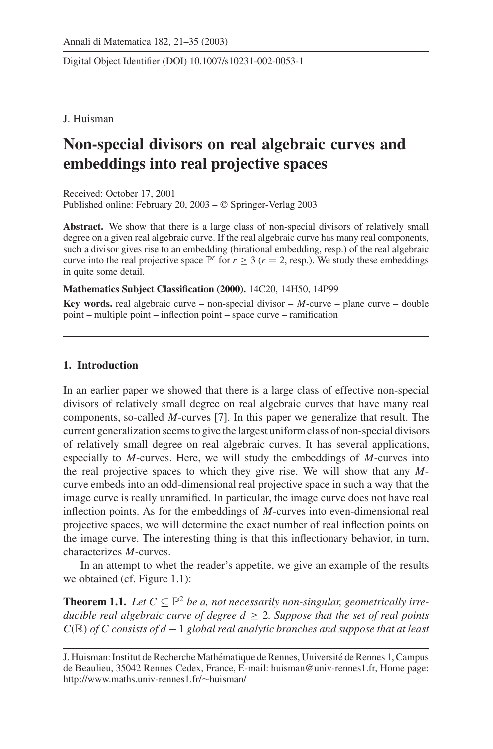J. Huisman

# Non-special divisors on real algebraic curves and embeddings into real projective spaces

Received: October 17, 2001
Published online: February 20, 2003 – © Springer-Verlag 2003

**Abstract.** We show that there is a large class of non-special divisors of relatively small degree on a given real algebraic curve. If the real algebraic curve has many real components, such a divisor gives rise to an embedding (birational embedding, resp.) of the real algebraic curve into the real projective space $\mathbb{P}^r$ for $r \geq 3$ ($r = 2$, resp.). We study these embeddings in quite some detail.

**Mathematics Subject Classification (2000).** 14C20, 14H50, 14P99

**Key words.** real algebraic curve – non-special divisor – *M*-curve – plane curve – double point – multiple point – inflection point – space curve – ramification

## 1. Introduction

In an earlier paper we showed that there is a large class of effective non-special divisors of relatively small degree on real algebraic curves that have many real components, so-called *M*-curves [7]. In this paper we generalize that result. The current generalization seems to give the largest uniform class of non-special divisors of relatively small degree on real algebraic curves. It has several applications, especially to *M*-curves. Here, we will study the embeddings of *M*-curves into the real projective spaces to which they give rise. We will show that any *M*-curve embeds into an odd-dimensional real projective space in such a way that the image curve is really unramified. In particular, the image curve does not have real inflection points. As for the embeddings of *M*-curves into even-dimensional real projective spaces, we will determine the exact number of real inflection points on the image curve. The interesting thing is that this inflectionary behavior, in turn, characterizes *M*-curves.

In an attempt to whet the reader's appetite, we give an example of the results we obtained (cf. Figure 1.1):

**Theorem 1.1.** *Let $C \subseteq \mathbb{P}^2$ be a, not necessarily non-singular, geometrically irreducible real algebraic curve of degree $d \geq 2$. Suppose that the set of real points $C(\mathbb{R})$ of $C$ consists of $d-1$ global real analytic branches and suppose that at least*

J. Huisman: Institut de Recherche Mathématique de Rennes, Université de Rennes 1, Campus de Beaulieu, 35042 Rennes Cedex, France, E-mail: huisman@univ-rennes1.fr, Home page: http://www.maths.univ-rennes1.fr/∼huisman/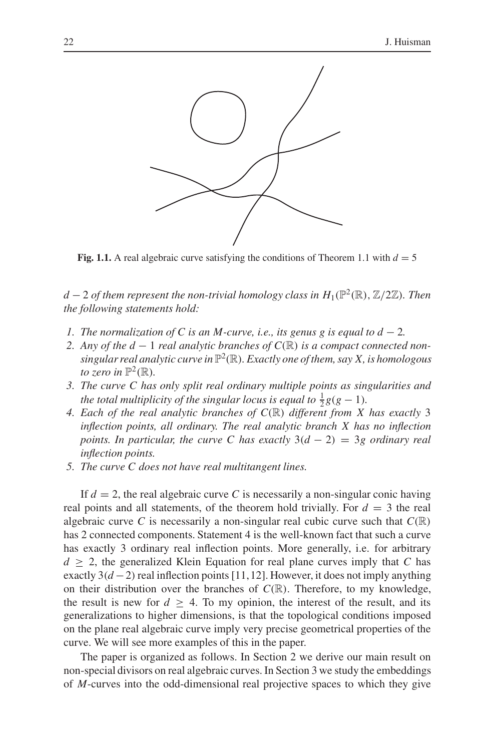**Fig. 1.1.** A real algebraic curve satisfying the conditions of Theorem 1.1 with $d = 5$

*$d-2$ of them represent the non-trivial homology class in $H_1(\mathbb{P}^2(\mathbb{R}), \mathbb{Z}/2\mathbb{Z})$. Then the following statements hold:*

1. *The normalization of $C$ is an $M$-curve, i.e., its genus $g$ is equal to $d-2$.*
2. *Any of the $d-1$ real analytic branches of $C(\mathbb{R})$ is a compact connected non-singular real analytic curve in $\mathbb{P}^2(\mathbb{R})$. Exactly one of them, say $X$, is homologous to zero in $\mathbb{P}^2(\mathbb{R})$.*
3. *The curve $C$ has only split real ordinary multiple points as singularities and the total multiplicity of the singular locus is equal to $\frac{1}{2}g(g-1)$.*
4. *Each of the real analytic branches of $C(\mathbb{R})$ different from $X$ has exactly 3 inflection points, all ordinary. The real analytic branch $X$ has no inflection points. In particular, the curve $C$ has exactly $3(d-2) = 3g$ ordinary real inflection points.*
5. *The curve $C$ does not have real multitangent lines.*

If $d = 2$, the real algebraic curve $C$ is necessarily a non-singular conic having real points and all statements, of the theorem hold trivially. For $d = 3$ the real algebraic curve $C$ is necessarily a non-singular real cubic curve such that $C(\mathbb{R})$ has 2 connected components. Statement 4 is the well-known fact that such a curve has exactly 3 ordinary real inflection points. More generally, i.e. for arbitrary $d \geq 2$, the generalized Klein Equation for real plane curves imply that $C$ has exactly $3(d-2)$ real inflection points [11,12]. However, it does not imply anything on their distribution over the branches of $C(\mathbb{R})$. Therefore, to my knowledge, the result is new for $d \geq 4$. To my opinion, the interest of the result, and its generalizations to higher dimensions, is that the topological conditions imposed on the plane real algebraic curve imply very precise geometrical properties of the curve. We will see more examples of this in the paper.

The paper is organized as follows. In Section 2 we derive our main result on non-special divisors on real algebraic curves. In Section 3 we study the embeddings of $M$-curves into the odd-dimensional real projective spaces to which they give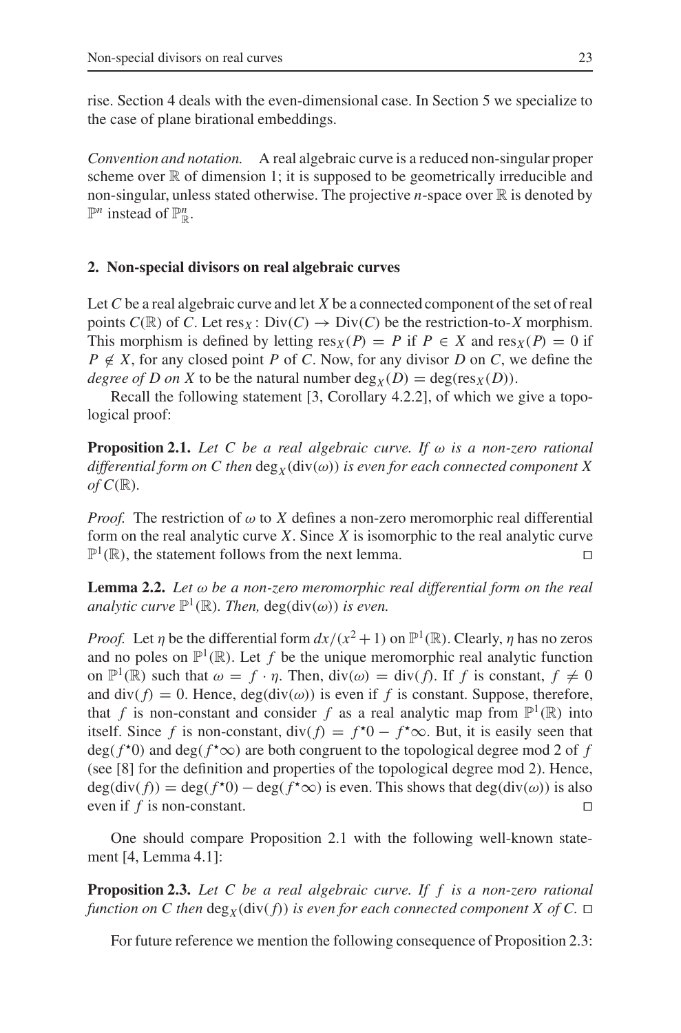rise. Section 4 deals with the even-dimensional case. In Section 5 we specialize to the case of plane birational embeddings.

*Convention and notation.* A real algebraic curve is a reduced non-singular proper scheme over $\mathbb{R}$ of dimension 1; it is supposed to be geometrically irreducible and non-singular, unless stated otherwise. The projective $n$-space over $\mathbb{R}$ is denoted by $\mathbb{P}^n$ instead of $\mathbb{P}^n_{\mathbb{R}}$.

## 2. Non-special divisors on real algebraic curves

Let $C$ be a real algebraic curve and let $X$ be a connected component of the set of real points $C(\mathbb{R})$ of $C$. Let $\mathrm{res}_X\colon \mathrm{Div}(C) \to \mathrm{Div}(C)$ be the restriction-to-$X$ morphism. This morphism is defined by letting $\mathrm{res}_X(P) = P$ if $P \in X$ and $\mathrm{res}_X(P) = 0$ if $P \notin X$, for any closed point $P$ of $C$. Now, for any divisor $D$ on $C$, we define the *degree of $D$ on $X$* to be the natural number $\deg_X(D) = \deg(\mathrm{res}_X(D))$.

Recall the following statement [3, Corollary 4.2.2], of which we give a topological proof:

**Proposition 2.1.** *Let $C$ be a real algebraic curve. If $\omega$ is a non-zero rational differential form on $C$ then $\deg_X(\mathrm{div}(\omega))$ is even for each connected component $X$ of $C(\mathbb{R})$.*

*Proof.* The restriction of $\omega$ to $X$ defines a non-zero meromorphic real differential form on the real analytic curve $X$. Since $X$ is isomorphic to the real analytic curve $\mathbb{P}^1(\mathbb{R})$, the statement follows from the next lemma. □

**Lemma 2.2.** *Let $\omega$ be a non-zero meromorphic real differential form on the real analytic curve $\mathbb{P}^1(\mathbb{R})$. Then, $\deg(\mathrm{div}(\omega))$ is even.*

*Proof.* Let $\eta$ be the differential form $dx/(x^2+1)$ on $\mathbb{P}^1(\mathbb{R})$. Clearly, $\eta$ has no zeros and no poles on $\mathbb{P}^1(\mathbb{R})$. Let $f$ be the unique meromorphic real analytic function on $\mathbb{P}^1(\mathbb{R})$ such that $\omega = f \cdot \eta$. Then, $\mathrm{div}(\omega) = \mathrm{div}(f)$. If $f$ is constant, $f \neq 0$ and $\mathrm{div}(f) = 0$. Hence, $\deg(\mathrm{div}(\omega))$ is even if $f$ is constant. Suppose, therefore, that $f$ is non-constant and consider $f$ as a real analytic map from $\mathbb{P}^1(\mathbb{R})$ into itself. Since $f$ is non-constant, $\mathrm{div}(f) = f^\star 0 - f^\star \infty$. But, it is easily seen that $\deg(f^\star 0)$ and $\deg(f^\star \infty)$ are both congruent to the topological degree mod 2 of $f$ (see [8] for the definition and properties of the topological degree mod 2). Hence, $\deg(\mathrm{div}(f)) = \deg(f^\star 0) - \deg(f^\star \infty)$ is even. This shows that $\deg(\mathrm{div}(\omega))$ is also even if $f$ is non-constant. □

One should compare Proposition 2.1 with the following well-known statement [4, Lemma 4.1]:

**Proposition 2.3.** *Let $C$ be a real algebraic curve. If $f$ is a non-zero rational function on $C$ then $\deg_X(\mathrm{div}(f))$ is even for each connected component $X$ of $C$.* □

For future reference we mention the following consequence of Proposition 2.3: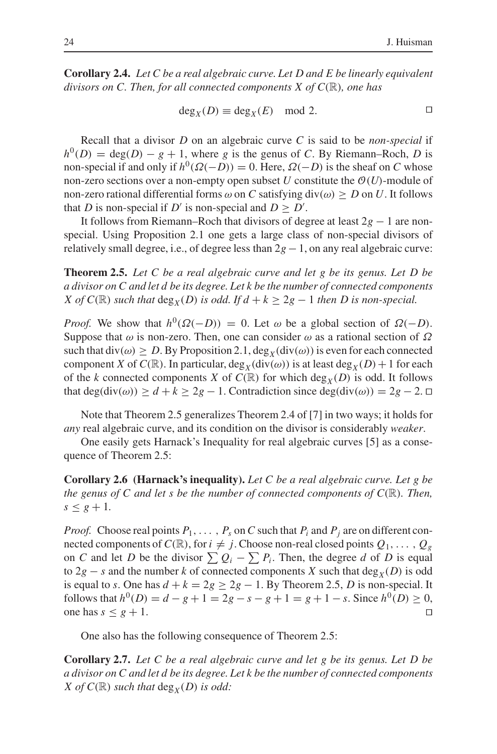**Corollary 2.4.** *Let $C$ be a real algebraic curve. Let $D$ and $E$ be linearly equivalent divisors on $C$. Then, for all connected components $X$ of $C(\mathbb{R})$, one has*

$$\deg_X(D) \equiv \deg_X(E) \mod 2. \qquad \square$$

Recall that a divisor $D$ on an algebraic curve $C$ is said to be *non-special* if $h^0(D) = \deg(D) - g + 1$, where $g$ is the genus of $C$. By Riemann–Roch, $D$ is non-special if and only if $h^0(\Omega(-D)) = 0$. Here, $\Omega(-D)$ is the sheaf on $C$ whose non-zero sections over a non-empty open subset $U$ constitute the $\mathcal{O}(U)$-module of non-zero rational differential forms $\omega$ on $C$ satisfying $\operatorname{div}(\omega) \geq D$ on $U$. It follows that $D$ is non-special if $D'$ is non-special and $D \geq D'$.

It follows from Riemann–Roch that divisors of degree at least $2g - 1$ are non-special. Using Proposition 2.1 one gets a large class of non-special divisors of relatively small degree, i.e., of degree less than $2g - 1$, on any real algebraic curve:

**Theorem 2.5.** *Let $C$ be a real algebraic curve and let $g$ be its genus. Let $D$ be a divisor on $C$ and let $d$ be its degree. Let $k$ be the number of connected components $X$ of $C(\mathbb{R})$ such that $\deg_X(D)$ is odd. If $d + k \geq 2g - 1$ then $D$ is non-special.*

*Proof.* We show that $h^0(\Omega(-D)) = 0$. Let $\omega$ be a global section of $\Omega(-D)$. Suppose that $\omega$ is non-zero. Then, one can consider $\omega$ as a rational section of $\Omega$ such that $\operatorname{div}(\omega) \geq D$. By Proposition 2.1, $\deg_X(\operatorname{div}(\omega))$ is even for each connected component $X$ of $C(\mathbb{R})$. In particular, $\deg_X(\operatorname{div}(\omega))$ is at least $\deg_X(D) + 1$ for each of the $k$ connected components $X$ of $C(\mathbb{R})$ for which $\deg_X(D)$ is odd. It follows that $\deg(\operatorname{div}(\omega)) \geq d + k \geq 2g - 1$. Contradiction since $\deg(\operatorname{div}(\omega)) = 2g - 2$. $\square$

Note that Theorem 2.5 generalizes Theorem 2.4 of [7] in two ways; it holds for *any* real algebraic curve, and its condition on the divisor is considerably *weaker*.

One easily gets Harnack's Inequality for real algebraic curves [5] as a consequence of Theorem 2.5:

**Corollary 2.6 (Harnack's inequality).** *Let $C$ be a real algebraic curve. Let $g$ be the genus of $C$ and let $s$ be the number of connected components of $C(\mathbb{R})$. Then, $s \leq g + 1$.*

*Proof.* Choose real points $P_1, \ldots, P_s$ on $C$ such that $P_i$ and $P_j$ are on different connected components of $C(\mathbb{R})$, for $i \neq j$. Choose non-real closed points $Q_1, \ldots, Q_g$ on $C$ and let $D$ be the divisor $\sum Q_i - \sum P_i$. Then, the degree $d$ of $D$ is equal to $2g - s$ and the number $k$ of connected components $X$ such that $\deg_X(D)$ is odd is equal to $s$. One has $d + k = 2g \geq 2g - 1$. By Theorem 2.5, $D$ is non-special. It follows that $h^0(D) = d - g + 1 = 2g - s - g + 1 = g + 1 - s$. Since $h^0(D) \geq 0$, one has $s \leq g + 1$. $\square$

One also has the following consequence of Theorem 2.5:

**Corollary 2.7.** *Let $C$ be a real algebraic curve and let $g$ be its genus. Let $D$ be a divisor on $C$ and let $d$ be its degree. Let $k$ be the number of connected components $X$ of $C(\mathbb{R})$ such that $\deg_X(D)$ is odd:*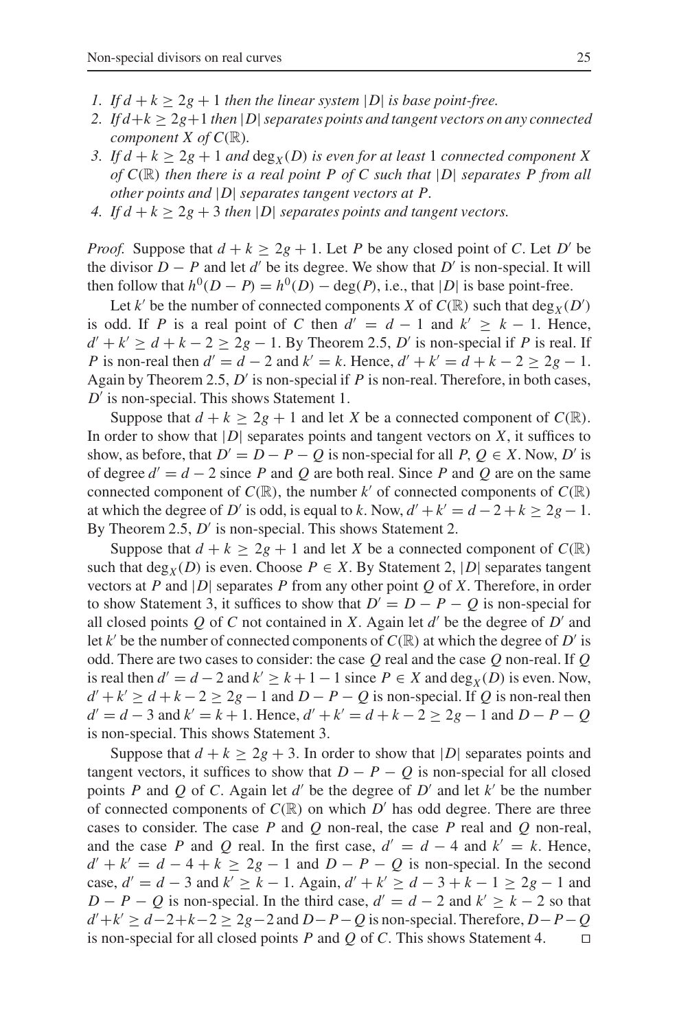1. *If $d + k \geq 2g + 1$ then the linear system $|D|$ is base point-free.*
2. *If $d+k \geq 2g+1$ then $|D|$ separates points and tangent vectors on any connected component $X$ of $C(\mathbb{R})$.*
3. *If $d + k \geq 2g + 1$ and $\deg_X(D)$ is even for at least 1 connected component $X$ of $C(\mathbb{R})$ then there is a real point $P$ of $C$ such that $|D|$ separates $P$ from all other points and $|D|$ separates tangent vectors at $P$.*
4. *If $d + k \geq 2g + 3$ then $|D|$ separates points and tangent vectors.*

*Proof.* Suppose that $d + k \geq 2g + 1$. Let $P$ be any closed point of $C$. Let $D'$ be the divisor $D - P$ and let $d'$ be its degree. We show that $D'$ is non-special. It will then follow that $h^0(D - P) = h^0(D) - \deg(P)$, i.e., that $|D|$ is base point-free.

Let $k'$ be the number of connected components $X$ of $C(\mathbb{R})$ such that $\deg_X(D')$ is odd. If $P$ is a real point of $C$ then $d' = d - 1$ and $k' \geq k - 1$. Hence, $d' + k' \geq d + k - 2 \geq 2g - 1$. By Theorem 2.5, $D'$ is non-special if $P$ is real. If $P$ is non-real then $d' = d - 2$ and $k' = k$. Hence, $d' + k' = d + k - 2 \geq 2g - 1$. Again by Theorem 2.5, $D'$ is non-special if $P$ is non-real. Therefore, in both cases, $D'$ is non-special. This shows Statement 1.

Suppose that $d + k \geq 2g + 1$ and let $X$ be a connected component of $C(\mathbb{R})$. In order to show that $|D|$ separates points and tangent vectors on $X$, it suffices to show, as before, that $D' = D - P - Q$ is non-special for all $P, Q \in X$. Now, $D'$ is of degree $d' = d - 2$ since $P$ and $Q$ are both real. Since $P$ and $Q$ are on the same connected component of $C(\mathbb{R})$, the number $k'$ of connected components of $C(\mathbb{R})$ at which the degree of $D'$ is odd, is equal to $k$. Now, $d' + k' = d - 2 + k \geq 2g - 1$. By Theorem 2.5, $D'$ is non-special. This shows Statement 2.

Suppose that $d + k \geq 2g + 1$ and let $X$ be a connected component of $C(\mathbb{R})$ such that $\deg_X(D)$ is even. Choose $P \in X$. By Statement 2, $|D|$ separates tangent vectors at $P$ and $|D|$ separates $P$ from any other point $Q$ of $X$. Therefore, in order to show Statement 3, it suffices to show that $D' = D - P - Q$ is non-special for all closed points $Q$ of $C$ not contained in $X$. Again let $d'$ be the degree of $D'$ and let $k'$ be the number of connected components of $C(\mathbb{R})$ at which the degree of $D'$ is odd. There are two cases to consider: the case $Q$ real and the case $Q$ non-real. If $Q$ is real then $d' = d - 2$ and $k' \geq k + 1 - 1$ since $P \in X$ and $\deg_X(D)$ is even. Now, $d' + k' \geq d + k - 2 \geq 2g - 1$ and $D - P - Q$ is non-special. If $Q$ is non-real then $d' = d - 3$ and $k' = k + 1$. Hence, $d' + k' = d + k - 2 \geq 2g - 1$ and $D - P - Q$ is non-special. This shows Statement 3.

Suppose that $d + k \geq 2g + 3$. In order to show that $|D|$ separates points and tangent vectors, it suffices to show that $D - P - Q$ is non-special for all closed points $P$ and $Q$ of $C$. Again let $d'$ be the degree of $D'$ and let $k'$ be the number of connected components of $C(\mathbb{R})$ on which $D'$ has odd degree. There are three cases to consider. The case $P$ and $Q$ non-real, the case $P$ real and $Q$ non-real, and the case $P$ and $Q$ real. In the first case, $d' = d - 4$ and $k' = k$. Hence, $d' + k' = d - 4 + k \geq 2g - 1$ and $D - P - Q$ is non-special. In the second case, $d' = d - 3$ and $k' \geq k - 1$. Again, $d' + k' \geq d - 3 + k - 1 \geq 2g - 1$ and $D - P - Q$ is non-special. In the third case, $d' = d - 2$ and $k' \geq k - 2$ so that $d' + k' \geq d - 2 + k - 2 \geq 2g - 2$ and $D - P - Q$ is non-special. Therefore, $D - P - Q$ is non-special for all closed points $P$ and $Q$ of $C$. This shows Statement 4. $\square$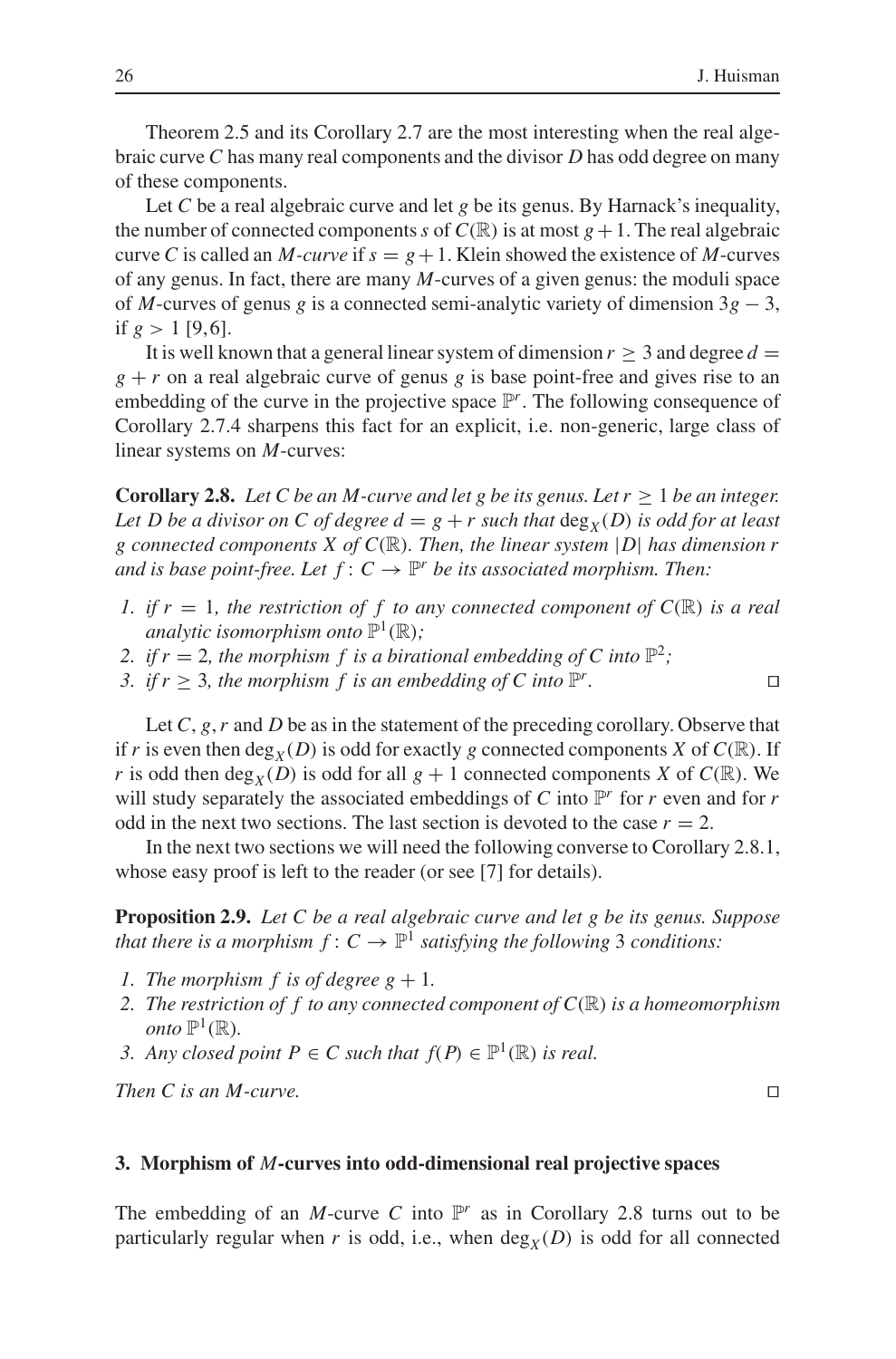Theorem 2.5 and its Corollary 2.7 are the most interesting when the real algebraic curve $C$ has many real components and the divisor $D$ has odd degree on many of these components.

Let $C$ be a real algebraic curve and let $g$ be its genus. By Harnack's inequality, the number of connected components $s$ of $C(\mathbb{R})$ is at most $g+1$. The real algebraic curve $C$ is called an *M-curve* if $s = g+1$. Klein showed the existence of $M$-curves of any genus. In fact, there are many $M$-curves of a given genus: the moduli space of $M$-curves of genus $g$ is a connected semi-analytic variety of dimension $3g-3$, if $g > 1$ [9,6].

It is well known that a general linear system of dimension $r \geq 3$ and degree $d = g + r$ on a real algebraic curve of genus $g$ is base point-free and gives rise to an embedding of the curve in the projective space $\mathbb{P}^r$. The following consequence of Corollary 2.7.4 sharpens this fact for an explicit, i.e. non-generic, large class of linear systems on $M$-curves:

**Corollary 2.8.** *Let $C$ be an $M$-curve and let $g$ be its genus. Let $r \geq 1$ be an integer. Let $D$ be a divisor on $C$ of degree $d = g + r$ such that $\deg_X(D)$ is odd for at least $g$ connected components $X$ of $C(\mathbb{R})$. Then, the linear system $|D|$ has dimension $r$ and is base point-free. Let $f: C \to \mathbb{P}^r$ be its associated morphism. Then:*

1. *if $r = 1$, the restriction of $f$ to any connected component of $C(\mathbb{R})$ is a real analytic isomorphism onto $\mathbb{P}^1(\mathbb{R})$;*
2. *if $r = 2$, the morphism $f$ is a birational embedding of $C$ into $\mathbb{P}^2$;*
3. *if $r \geq 3$, the morphism $f$ is an embedding of $C$ into $\mathbb{P}^r$.* □

Let $C, g, r$ and $D$ be as in the statement of the preceding corollary. Observe that if $r$ is even then $\deg_X(D)$ is odd for exactly $g$ connected components $X$ of $C(\mathbb{R})$. If $r$ is odd then $\deg_X(D)$ is odd for all $g+1$ connected components $X$ of $C(\mathbb{R})$. We will study separately the associated embeddings of $C$ into $\mathbb{P}^r$ for $r$ even and for $r$ odd in the next two sections. The last section is devoted to the case $r = 2$.

In the next two sections we will need the following converse to Corollary 2.8.1, whose easy proof is left to the reader (or see [7] for details).

**Proposition 2.9.** *Let $C$ be a real algebraic curve and let $g$ be its genus. Suppose that there is a morphism $f: C \to \mathbb{P}^1$ satisfying the following 3 conditions:*

1. *The morphism $f$ is of degree $g+1$.*
2. *The restriction of $f$ to any connected component of $C(\mathbb{R})$ is a homeomorphism onto $\mathbb{P}^1(\mathbb{R})$.*
3. *Any closed point $P \in C$ such that $f(P) \in \mathbb{P}^1(\mathbb{R})$ is real.*

*Then $C$ is an $M$-curve.* □

## 3. Morphism of $M$-curves into odd-dimensional real projective spaces

The embedding of an $M$-curve $C$ into $\mathbb{P}^r$ as in Corollary 2.8 turns out to be particularly regular when $r$ is odd, i.e., when $\deg_X(D)$ is odd for all connected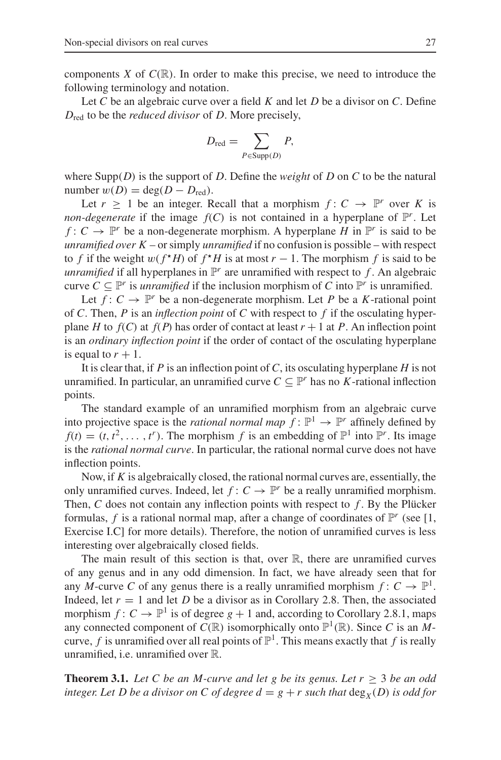components $X$ of $C(\mathbb{R})$. In order to make this precise, we need to introduce the following terminology and notation.

Let $C$ be an algebraic curve over a field $K$ and let $D$ be a divisor on $C$. Define $D_{\text{red}}$ to be the *reduced divisor* of $D$. More precisely,

$$D_{\text{red}} = \sum_{P \in \text{Supp}(D)} P,$$

where $\text{Supp}(D)$ is the support of $D$. Define the *weight* of $D$ on $C$ to be the natural number $w(D) = \deg(D - D_{\text{red}})$.

Let $r \geq 1$ be an integer. Recall that a morphism $f \colon C \to \mathbb{P}^r$ over $K$ is *non-degenerate* if the image $f(C)$ is not contained in a hyperplane of $\mathbb{P}^r$. Let $f \colon C \to \mathbb{P}^r$ be a non-degenerate morphism. A hyperplane $H$ in $\mathbb{P}^r$ is said to be *unramified over* $K$ – or simply *unramified* if no confusion is possible – with respect to $f$ if the weight $w(f^\star H)$ of $f^\star H$ is at most $r - 1$. The morphism $f$ is said to be *unramified* if all hyperplanes in $\mathbb{P}^r$ are unramified with respect to $f$. An algebraic curve $C \subseteq \mathbb{P}^r$ is *unramified* if the inclusion morphism of $C$ into $\mathbb{P}^r$ is unramified.

Let $f \colon C \to \mathbb{P}^r$ be a non-degenerate morphism. Let $P$ be a $K$-rational point of $C$. Then, $P$ is an *inflection point* of $C$ with respect to $f$ if the osculating hyperplane $H$ to $f(C)$ at $f(P)$ has order of contact at least $r + 1$ at $P$. An inflection point is an *ordinary inflection point* if the order of contact of the osculating hyperplane is equal to $r + 1$.

It is clear that, if $P$ is an inflection point of $C$, its osculating hyperplane $H$ is not unramified. In particular, an unramified curve $C \subseteq \mathbb{P}^r$ has no $K$-rational inflection points.

The standard example of an unramified morphism from an algebraic curve into projective space is the *rational normal map* $f \colon \mathbb{P}^1 \to \mathbb{P}^r$ affinely defined by $f(t) = (t, t^2, \ldots, t^r)$. The morphism $f$ is an embedding of $\mathbb{P}^1$ into $\mathbb{P}^r$. Its image is the *rational normal curve*. In particular, the rational normal curve does not have inflection points.

Now, if $K$ is algebraically closed, the rational normal curves are, essentially, the only unramified curves. Indeed, let $f \colon C \to \mathbb{P}^r$ be a really unramified morphism. Then, $C$ does not contain any inflection points with respect to $f$. By the Plücker formulas, $f$ is a rational normal map, after a change of coordinates of $\mathbb{P}^r$ (see [1, Exercise I.C] for more details). Therefore, the notion of unramified curves is less interesting over algebraically closed fields.

The main result of this section is that, over $\mathbb{R}$, there are unramified curves of any genus and in any odd dimension. In fact, we have already seen that for any $M$-curve $C$ of any genus there is a really unramified morphism $f \colon C \to \mathbb{P}^1$. Indeed, let $r = 1$ and let $D$ be a divisor as in Corollary 2.8. Then, the associated morphism $f \colon C \to \mathbb{P}^1$ is of degree $g + 1$ and, according to Corollary 2.8.1, maps any connected component of $C(\mathbb{R})$ isomorphically onto $\mathbb{P}^1(\mathbb{R})$. Since $C$ is an $M$-curve, $f$ is unramified over all real points of $\mathbb{P}^1$. This means exactly that $f$ is really unramified, i.e. unramified over $\mathbb{R}$.

**Theorem 3.1.** *Let $C$ be an $M$-curve and let $g$ be its genus. Let $r \geq 3$ be an odd integer. Let $D$ be a divisor on $C$ of degree $d = g + r$ such that $\deg_X(D)$ is odd for*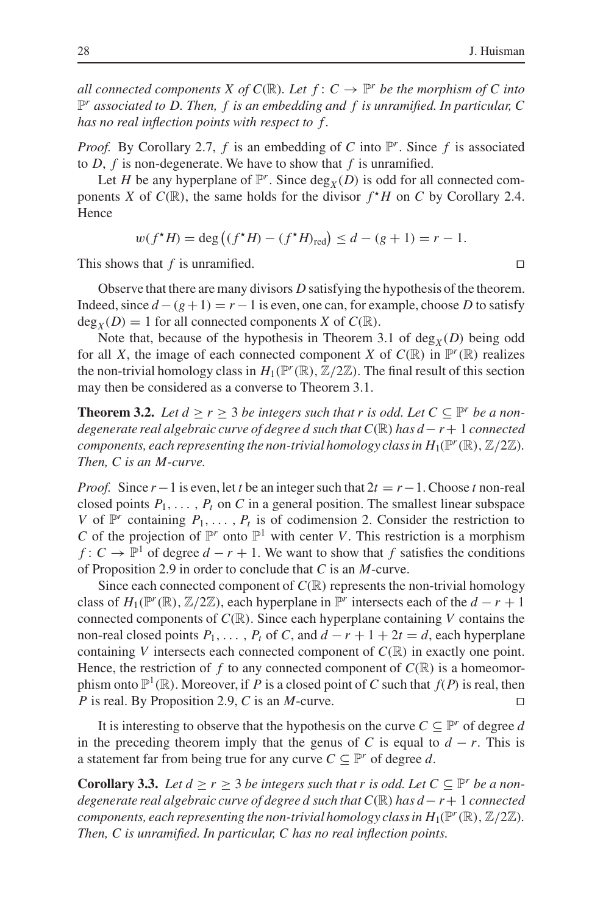*all connected components $X$ of $C(\mathbb{R})$. Let $f : C \to \mathbb{P}^r$ be the morphism of $C$ into $\mathbb{P}^r$ associated to $D$. Then, $f$ is an embedding and $f$ is unramified. In particular, $C$ has no real inflection points with respect to $f$.*

*Proof.* By Corollary 2.7, $f$ is an embedding of $C$ into $\mathbb{P}^r$. Since $f$ is associated to $D$, $f$ is non-degenerate. We have to show that $f$ is unramified.

Let $H$ be any hyperplane of $\mathbb{P}^r$. Since $\deg_X(D)$ is odd for all connected components $X$ of $C(\mathbb{R})$, the same holds for the divisor $f^\star H$ on $C$ by Corollary 2.4. Hence

$$w(f^\star H) = \deg\big((f^\star H) - (f^\star H)_{\text{red}}\big) \leq d - (g+1) = r - 1.$$

This shows that $f$ is unramified. □

Observe that there are many divisors $D$ satisfying the hypothesis of the theorem. Indeed, since $d-(g+1) = r-1$ is even, one can, for example, choose $D$ to satisfy $\deg_X(D) = 1$ for all connected components $X$ of $C(\mathbb{R})$.

Note that, because of the hypothesis in Theorem 3.1 of $\deg_X(D)$ being odd for all $X$, the image of each connected component $X$ of $C(\mathbb{R})$ in $\mathbb{P}^r(\mathbb{R})$ realizes the non-trivial homology class in $H_1(\mathbb{P}^r(\mathbb{R}), \mathbb{Z}/2\mathbb{Z})$. The final result of this section may then be considered as a converse to Theorem 3.1.

**Theorem 3.2.** *Let $d \geq r \geq 3$ be integers such that $r$ is odd. Let $C \subseteq \mathbb{P}^r$ be a non-degenerate real algebraic curve of degree $d$ such that $C(\mathbb{R})$ has $d-r+1$ connected components, each representing the non-trivial homology class in $H_1(\mathbb{P}^r(\mathbb{R}), \mathbb{Z}/2\mathbb{Z})$. Then, $C$ is an $M$-curve.*

*Proof.* Since $r-1$ is even, let $t$ be an integer such that $2t = r-1$. Choose $t$ non-real closed points $P_1, \ldots, P_t$ on $C$ in a general position. The smallest linear subspace $V$ of $\mathbb{P}^r$ containing $P_1, \ldots, P_t$ is of codimension 2. Consider the restriction to $C$ of the projection of $\mathbb{P}^r$ onto $\mathbb{P}^1$ with center $V$. This restriction is a morphism $f : C \to \mathbb{P}^1$ of degree $d-r+1$. We want to show that $f$ satisfies the conditions of Proposition 2.9 in order to conclude that $C$ is an $M$-curve.

Since each connected component of $C(\mathbb{R})$ represents the non-trivial homology class of $H_1(\mathbb{P}^r(\mathbb{R}), \mathbb{Z}/2\mathbb{Z})$, each hyperplane in $\mathbb{P}^r$ intersects each of the $d-r+1$ connected components of $C(\mathbb{R})$. Since each hyperplane containing $V$ contains the non-real closed points $P_1, \ldots, P_t$ of $C$, and $d-r+1+2t = d$, each hyperplane containing $V$ intersects each connected component of $C(\mathbb{R})$ in exactly one point. Hence, the restriction of $f$ to any connected component of $C(\mathbb{R})$ is a homeomorphism onto $\mathbb{P}^1(\mathbb{R})$. Moreover, if $P$ is a closed point of $C$ such that $f(P)$ is real, then $P$ is real. By Proposition 2.9, $C$ is an $M$-curve. □

It is interesting to observe that the hypothesis on the curve $C \subseteq \mathbb{P}^r$ of degree $d$ in the preceding theorem imply that the genus of $C$ is equal to $d-r$. This is a statement far from being true for any curve $C \subseteq \mathbb{P}^r$ of degree $d$.

**Corollary 3.3.** *Let $d \geq r \geq 3$ be integers such that $r$ is odd. Let $C \subseteq \mathbb{P}^r$ be a non-degenerate real algebraic curve of degree $d$ such that $C(\mathbb{R})$ has $d-r+1$ connected components, each representing the non-trivial homology class in $H_1(\mathbb{P}^r(\mathbb{R}), \mathbb{Z}/2\mathbb{Z})$. Then, $C$ is unramified. In particular, $C$ has no real inflection points.*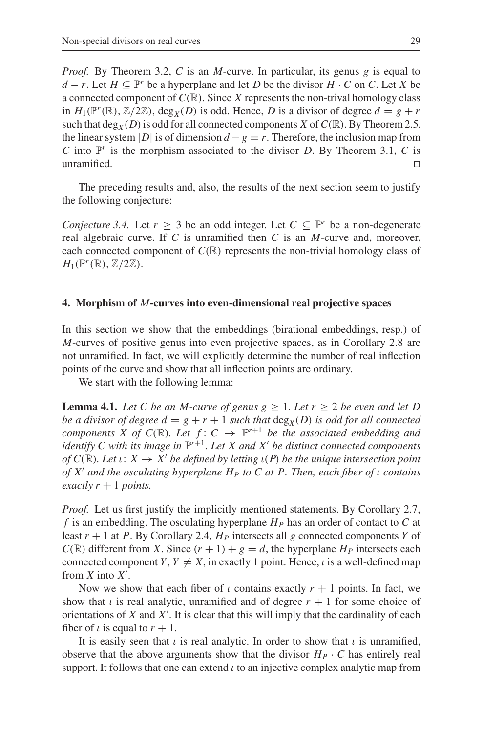*Proof.* By Theorem 3.2, $C$ is an $M$-curve. In particular, its genus $g$ is equal to $d - r$. Let $H \subseteq \mathbb{P}^r$ be a hyperplane and let $D$ be the divisor $H \cdot C$ on $C$. Let $X$ be a connected component of $C(\mathbb{R})$. Since $X$ represents the non-trival homology class in $H_1(\mathbb{P}^r(\mathbb{R}), \mathbb{Z}/2\mathbb{Z})$, $\deg_X(D)$ is odd. Hence, $D$ is a divisor of degree $d = g + r$ such that $\deg_X(D)$ is odd for all connected components $X$ of $C(\mathbb{R})$. By Theorem 2.5, the linear system $|D|$ is of dimension $d - g = r$. Therefore, the inclusion map from $C$ into $\mathbb{P}^r$ is the morphism associated to the divisor $D$. By Theorem 3.1, $C$ is unramified. $\square$

The preceding results and, also, the results of the next section seem to justify the following conjecture:

*Conjecture 3.4.* Let $r \geq 3$ be an odd integer. Let $C \subseteq \mathbb{P}^r$ be a non-degenerate real algebraic curve. If $C$ is unramified then $C$ is an $M$-curve and, moreover, each connected component of $C(\mathbb{R})$ represents the non-trivial homology class of $H_1(\mathbb{P}^r(\mathbb{R}), \mathbb{Z}/2\mathbb{Z})$.

## 4. Morphism of $M$-curves into even-dimensional real projective spaces

In this section we show that the embeddings (birational embeddings, resp.) of $M$-curves of positive genus into even projective spaces, as in Corollary 2.8 are not unramified. In fact, we will explicitly determine the number of real inflection points of the curve and show that all inflection points are ordinary.

We start with the following lemma:

**Lemma 4.1.** *Let $C$ be an $M$-curve of genus $g \geq 1$. Let $r \geq 2$ be even and let $D$ be a divisor of degree $d = g + r + 1$ such that $\deg_X(D)$ is odd for all connected components $X$ of $C(\mathbb{R})$. Let $f : C \to \mathbb{P}^{r+1}$ be the associated embedding and identify $C$ with its image in $\mathbb{P}^{r+1}$. Let $X$ and $X'$ be distinct connected components of $C(\mathbb{R})$. Let $\iota : X \to X'$ be defined by letting $\iota(P)$ be the unique intersection point of $X'$ and the osculating hyperplane $H_P$ to $C$ at $P$. Then, each fiber of $\iota$ contains exactly $r + 1$ points.*

*Proof.* Let us first justify the implicitly mentioned statements. By Corollary 2.7, $f$ is an embedding. The osculating hyperplane $H_P$ has an order of contact to $C$ at least $r + 1$ at $P$. By Corollary 2.4, $H_P$ intersects all $g$ connected components $Y$ of $C(\mathbb{R})$ different from $X$. Since $(r + 1) + g = d$, the hyperplane $H_P$ intersects each connected component $Y$, $Y \neq X$, in exactly 1 point. Hence, $\iota$ is a well-defined map from $X$ into $X'$.

Now we show that each fiber of $\iota$ contains exactly $r + 1$ points. In fact, we show that $\iota$ is real analytic, unramified and of degree $r + 1$ for some choice of orientations of $X$ and $X'$. It is clear that this will imply that the cardinality of each fiber of $\iota$ is equal to $r + 1$.

It is easily seen that $\iota$ is real analytic. In order to show that $\iota$ is unramified, observe that the above arguments show that the divisor $H_P \cdot C$ has entirely real support. It follows that one can extend $\iota$ to an injective complex analytic map from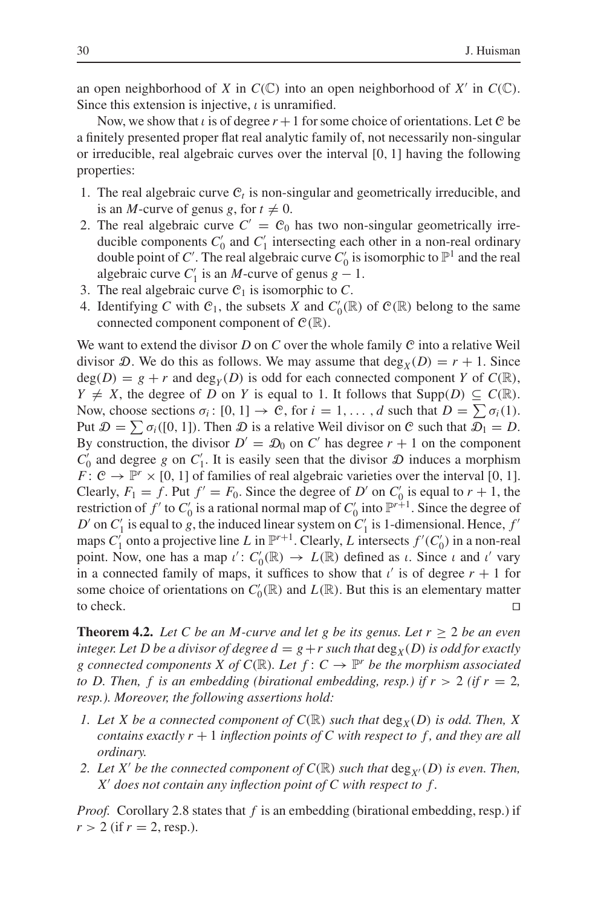an open neighborhood of $X$ in $C(\mathbb{C})$ into an open neighborhood of $X'$ in $C(\mathbb{C})$. Since this extension is injective, $\iota$ is unramified.

Now, we show that $\iota$ is of degree $r+1$ for some choice of orientations. Let $\mathcal{C}$ be a finitely presented proper flat real analytic family of, not necessarily non-singular or irreducible, real algebraic curves over the interval $[0, 1]$ having the following properties:

1. The real algebraic curve $\mathcal{C}_t$ is non-singular and geometrically irreducible, and is an $M$-curve of genus $g$, for $t \neq 0$.
2. The real algebraic curve $C' = \mathcal{C}_0$ has two non-singular geometrically irreducible components $C'_0$ and $C'_1$ intersecting each other in a non-real ordinary double point of $C'$. The real algebraic curve $C'_0$ is isomorphic to $\mathbb{P}^1$ and the real algebraic curve $C'_1$ is an $M$-curve of genus $g-1$.
3. The real algebraic curve $\mathcal{C}_1$ is isomorphic to $C$.
4. Identifying $C$ with $\mathcal{C}_1$, the subsets $X$ and $C'_0(\mathbb{R})$ of $\mathcal{C}(\mathbb{R})$ belong to the same connected component component of $\mathcal{C}(\mathbb{R})$.

We want to extend the divisor $D$ on $C$ over the whole family $\mathcal{C}$ into a relative Weil divisor $\mathcal{D}$. We do this as follows. We may assume that $\deg_X(D) = r+1$. Since $\deg(D) = g+r$ and $\deg_Y(D)$ is odd for each connected component $Y$ of $C(\mathbb{R})$, $Y \neq X$, the degree of $D$ on $Y$ is equal to 1. It follows that $\operatorname{Supp}(D) \subseteq C(\mathbb{R})$. Now, choose sections $\sigma_i \colon [0, 1] \to \mathcal{C}$, for $i = 1, \ldots, d$ such that $D = \sum \sigma_i(1)$. Put $\mathcal{D} = \sum \sigma_i([0, 1])$. Then $\mathcal{D}$ is a relative Weil divisor on $\mathcal{C}$ such that $\mathcal{D}_1 = D$. By construction, the divisor $D' = \mathcal{D}_0$ on $C'$ has degree $r+1$ on the component $C'_0$ and degree $g$ on $C'_1$. It is easily seen that the divisor $\mathcal{D}$ induces a morphism $F \colon \mathcal{C} \to \mathbb{P}^r \times [0, 1]$ of families of real algebraic varieties over the interval $[0, 1]$. Clearly, $F_1 = f$. Put $f' = F_0$. Since the degree of $D'$ on $C'_0$ is equal to $r+1$, the restriction of $f'$ to $C'_0$ is a rational normal map of $C'_0$ into $\mathbb{P}^{r+1}$. Since the degree of $D'$ on $C'_1$ is equal to $g$, the induced linear system on $C'_1$ is 1-dimensional. Hence, $f'$ maps $C'_1$ onto a projective line $L$ in $\mathbb{P}^{r+1}$. Clearly, $L$ intersects $f'(C'_0)$ in a non-real point. Now, one has a map $\iota' \colon C'_0(\mathbb{R}) \to L(\mathbb{R})$ defined as $\iota$. Since $\iota$ and $\iota'$ vary in a connected family of maps, it suffices to show that $\iota'$ is of degree $r+1$ for some choice of orientations on $C'_0(\mathbb{R})$ and $L(\mathbb{R})$. But this is an elementary matter to check. □

**Theorem 4.2.** *Let $C$ be an $M$-curve and let $g$ be its genus. Let $r \geq 2$ be an even integer. Let $D$ be a divisor of degree $d = g+r$ such that $\deg_X(D)$ is odd for exactly $g$ connected components $X$ of $C(\mathbb{R})$. Let $f \colon C \to \mathbb{P}^r$ be the morphism associated to $D$. Then, $f$ is an embedding (birational embedding, resp.) if $r > 2$ (if $r = 2$, resp.). Moreover, the following assertions hold:*

1. *Let $X$ be a connected component of $C(\mathbb{R})$ such that $\deg_X(D)$ is odd. Then, $X$ contains exactly $r+1$ inflection points of $C$ with respect to $f$, and they are all ordinary.*
2. *Let $X'$ be the connected component of $C(\mathbb{R})$ such that $\deg_{X'}(D)$ is even. Then, $X'$ does not contain any inflection point of $C$ with respect to $f$.*

*Proof.* Corollary 2.8 states that $f$ is an embedding (birational embedding, resp.) if $r > 2$ (if $r = 2$, resp.).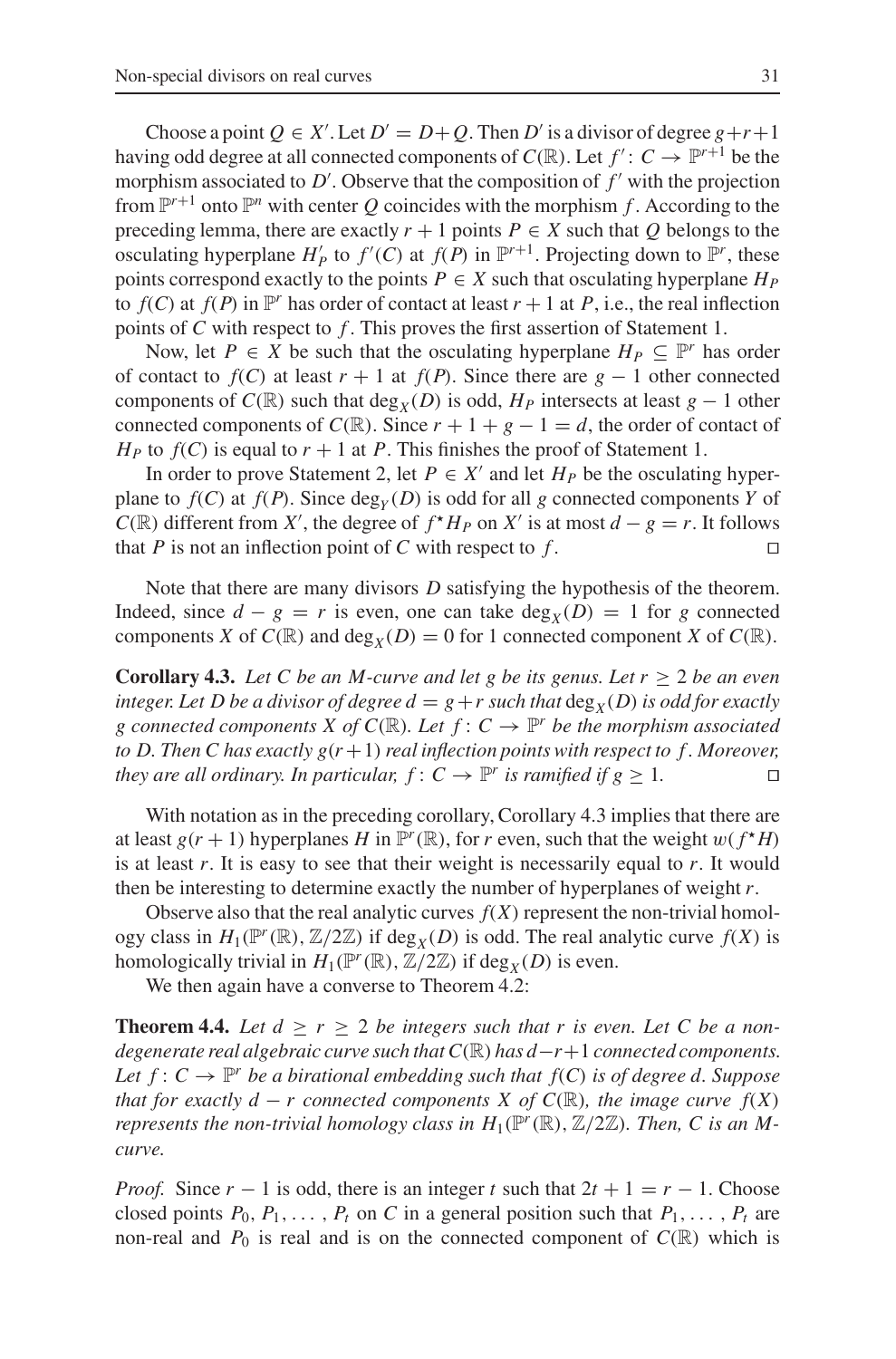Choose a point $Q \in X'$. Let $D' = D + Q$. Then $D'$ is a divisor of degree $g+r+1$ having odd degree at all connected components of $C(\mathbb{R})$. Let $f' : C \to \mathbb{P}^{r+1}$ be the morphism associated to $D'$. Observe that the composition of $f'$ with the projection from $\mathbb{P}^{r+1}$ onto $\mathbb{P}^n$ with center $Q$ coincides with the morphism $f$. According to the preceding lemma, there are exactly $r+1$ points $P \in X$ such that $Q$ belongs to the osculating hyperplane $H'_P$ to $f'(C)$ at $f(P)$ in $\mathbb{P}^{r+1}$. Projecting down to $\mathbb{P}^r$, these points correspond exactly to the points $P \in X$ such that osculating hyperplane $H_P$ to $f(C)$ at $f(P)$ in $\mathbb{P}^r$ has order of contact at least $r+1$ at $P$, i.e., the real inflection points of $C$ with respect to $f$. This proves the first assertion of Statement 1.

Now, let $P \in X$ be such that the osculating hyperplane $H_P \subseteq \mathbb{P}^r$ has order of contact to $f(C)$ at least $r+1$ at $f(P)$. Since there are $g-1$ other connected components of $C(\mathbb{R})$ such that $\deg_X(D)$ is odd, $H_P$ intersects at least $g-1$ other connected components of $C(\mathbb{R})$. Since $r+1+g-1 = d$, the order of contact of $H_P$ to $f(C)$ is equal to $r+1$ at $P$. This finishes the proof of Statement 1.

In order to prove Statement 2, let $P \in X'$ and let $H_P$ be the osculating hyperplane to $f(C)$ at $f(P)$. Since $\deg_Y(D)$ is odd for all $g$ connected components $Y$ of $C(\mathbb{R})$ different from $X'$, the degree of $f^\star H_P$ on $X'$ is at most $d - g = r$. It follows that $P$ is not an inflection point of $C$ with respect to $f$. □

Note that there are many divisors $D$ satisfying the hypothesis of the theorem. Indeed, since $d - g = r$ is even, one can take $\deg_X(D) = 1$ for $g$ connected components $X$ of $C(\mathbb{R})$ and $\deg_X(D) = 0$ for 1 connected component $X$ of $C(\mathbb{R})$.

**Corollary 4.3.** *Let $C$ be an M-curve and let $g$ be its genus. Let $r \geq 2$ be an even integer. Let $D$ be a divisor of degree $d = g+r$ such that $\deg_X(D)$ is odd for exactly $g$ connected components $X$ of $C(\mathbb{R})$. Let $f : C \to \mathbb{P}^r$ be the morphism associated to $D$. Then $C$ has exactly $g(r+1)$ real inflection points with respect to $f$. Moreover, they are all ordinary. In particular, $f : C \to \mathbb{P}^r$ is ramified if $g \geq 1$.* □

With notation as in the preceding corollary, Corollary 4.3 implies that there are at least $g(r+1)$ hyperplanes $H$ in $\mathbb{P}^r(\mathbb{R})$, for $r$ even, such that the weight $w(f^\star H)$ is at least $r$. It is easy to see that their weight is necessarily equal to $r$. It would then be interesting to determine exactly the number of hyperplanes of weight $r$.

Observe also that the real analytic curves $f(X)$ represent the non-trivial homology class in $H_1(\mathbb{P}^r(\mathbb{R}), \mathbb{Z}/2\mathbb{Z})$ if $\deg_X(D)$ is odd. The real analytic curve $f(X)$ is homologically trivial in $H_1(\mathbb{P}^r(\mathbb{R}), \mathbb{Z}/2\mathbb{Z})$ if $\deg_X(D)$ is even.

We then again have a converse to Theorem 4.2:

**Theorem 4.4.** *Let $d \geq r \geq 2$ be integers such that $r$ is even. Let $C$ be a non-degenerate real algebraic curve such that $C(\mathbb{R})$ has $d-r+1$ connected components. Let $f : C \to \mathbb{P}^r$ be a birational embedding such that $f(C)$ is of degree $d$. Suppose that for exactly $d-r$ connected components $X$ of $C(\mathbb{R})$, the image curve $f(X)$ represents the non-trivial homology class in $H_1(\mathbb{P}^r(\mathbb{R}), \mathbb{Z}/2\mathbb{Z})$. Then, $C$ is an M-curve.*

*Proof.* Since $r-1$ is odd, there is an integer $t$ such that $2t+1 = r-1$. Choose closed points $P_0, P_1, \ldots, P_t$ on $C$ in a general position such that $P_1, \ldots, P_t$ are non-real and $P_0$ is real and is on the connected component of $C(\mathbb{R})$ which is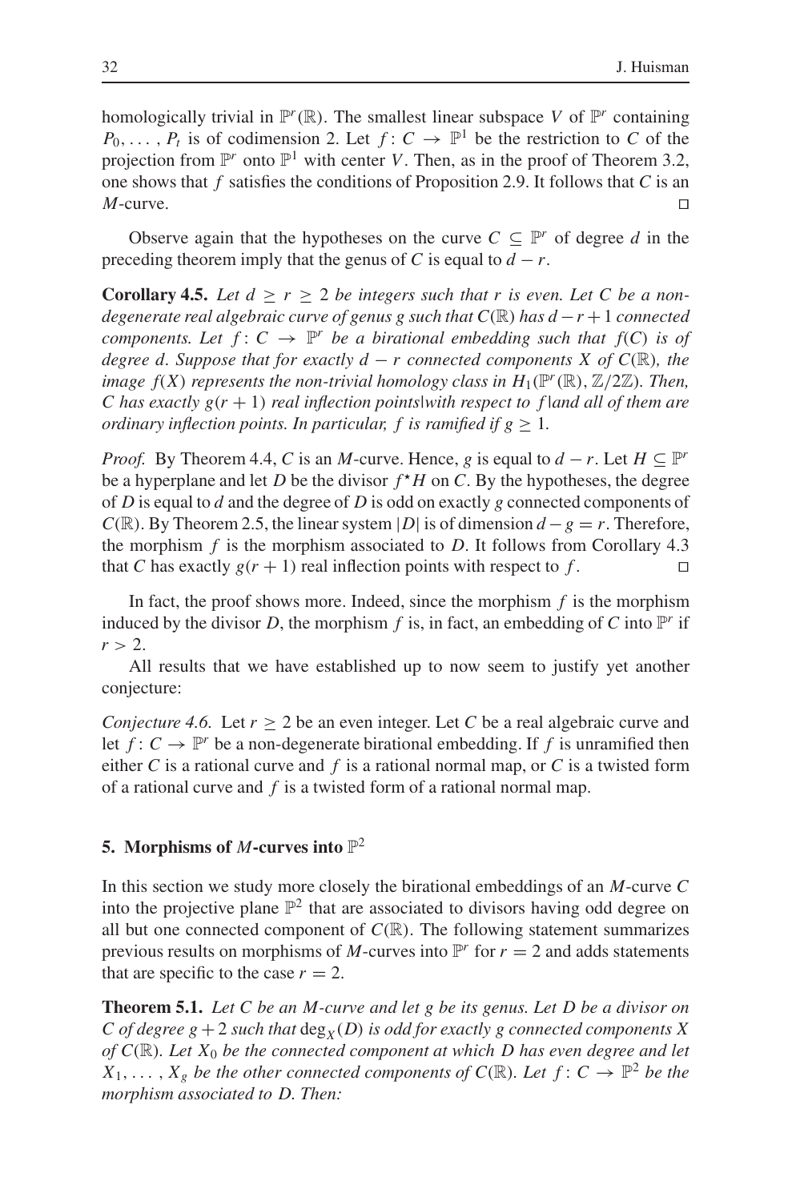homologically trivial in $\mathbb{P}^r(\mathbb{R})$. The smallest linear subspace $V$ of $\mathbb{P}^r$ containing $P_0, \dots, P_t$ is of codimension 2. Let $f: C \to \mathbb{P}^1$ be the restriction to $C$ of the projection from $\mathbb{P}^r$ onto $\mathbb{P}^1$ with center $V$. Then, as in the proof of Theorem 3.2, one shows that $f$ satisfies the conditions of Proposition 2.9. It follows that $C$ is an $M$-curve. □

Observe again that the hypotheses on the curve $C \subseteq \mathbb{P}^r$ of degree $d$ in the preceding theorem imply that the genus of $C$ is equal to $d - r$.

**Corollary 4.5.** *Let $d \geq r \geq 2$ be integers such that $r$ is even. Let $C$ be a non-degenerate real algebraic curve of genus $g$ such that $C(\mathbb{R})$ has $d - r + 1$ connected components. Let $f: C \to \mathbb{P}^r$ be a birational embedding such that $f(C)$ is of degree $d$. Suppose that for exactly $d - r$ connected components $X$ of $C(\mathbb{R})$, the image $f(X)$ represents the non-trivial homology class in $H_1(\mathbb{P}^r(\mathbb{R}), \mathbb{Z}/2\mathbb{Z})$. Then, $C$ has exactly $g(r+1)$ real inflection points|with respect to $f$|and all of them are ordinary inflection points. In particular, $f$ is ramified if $g \geq 1$.*

*Proof.* By Theorem 4.4, $C$ is an $M$-curve. Hence, $g$ is equal to $d - r$. Let $H \subseteq \mathbb{P}^r$ be a hyperplane and let $D$ be the divisor $f^\star H$ on $C$. By the hypotheses, the degree of $D$ is equal to $d$ and the degree of $D$ is odd on exactly $g$ connected components of $C(\mathbb{R})$. By Theorem 2.5, the linear system $|D|$ is of dimension $d - g = r$. Therefore, the morphism $f$ is the morphism associated to $D$. It follows from Corollary 4.3 that $C$ has exactly $g(r+1)$ real inflection points with respect to $f$. □

In fact, the proof shows more. Indeed, since the morphism $f$ is the morphism induced by the divisor $D$, the morphism $f$ is, in fact, an embedding of $C$ into $\mathbb{P}^r$ if $r > 2$.

All results that we have established up to now seem to justify yet another conjecture:

*Conjecture 4.6.* Let $r \geq 2$ be an even integer. Let $C$ be a real algebraic curve and let $f: C \to \mathbb{P}^r$ be a non-degenerate birational embedding. If $f$ is unramified then either $C$ is a rational curve and $f$ is a rational normal map, or $C$ is a twisted form of a rational curve and $f$ is a twisted form of a rational normal map.

## 5. Morphisms of $M$-curves into $\mathbb{P}^2$

In this section we study more closely the birational embeddings of an $M$-curve $C$ into the projective plane $\mathbb{P}^2$ that are associated to divisors having odd degree on all but one connected component of $C(\mathbb{R})$. The following statement summarizes previous results on morphisms of $M$-curves into $\mathbb{P}^r$ for $r = 2$ and adds statements that are specific to the case $r = 2$.

**Theorem 5.1.** *Let $C$ be an $M$-curve and let $g$ be its genus. Let $D$ be a divisor on $C$ of degree $g + 2$ such that $\deg_X(D)$ is odd for exactly $g$ connected components $X$ of $C(\mathbb{R})$. Let $X_0$ be the connected component at which $D$ has even degree and let $X_1, \dots, X_g$ be the other connected components of $C(\mathbb{R})$. Let $f: C \to \mathbb{P}^2$ be the morphism associated to $D$. Then:*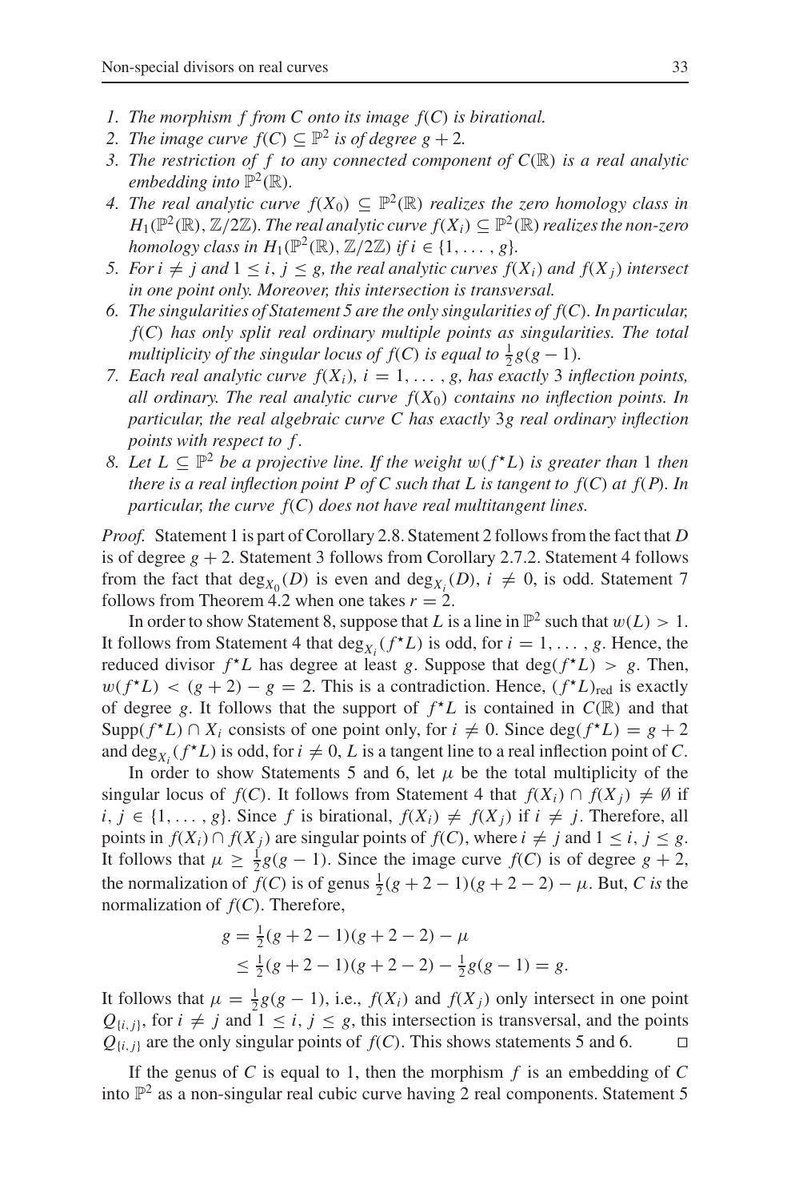1. *The morphism $f$ from $C$ onto its image $f(C)$ is birational.*
2. *The image curve $f(C) \subseteq \mathbb{P}^2$ is of degree $g + 2$.*
3. *The restriction of $f$ to any connected component of $C(\mathbb{R})$ is a real analytic embedding into $\mathbb{P}^2(\mathbb{R})$.*
4. *The real analytic curve $f(X_0) \subseteq \mathbb{P}^2(\mathbb{R})$ realizes the zero homology class in $H_1(\mathbb{P}^2(\mathbb{R}), \mathbb{Z}/2\mathbb{Z})$. The real analytic curve $f(X_i) \subseteq \mathbb{P}^2(\mathbb{R})$ realizes the non-zero homology class in $H_1(\mathbb{P}^2(\mathbb{R}), \mathbb{Z}/2\mathbb{Z})$ if $i \in \{1, \ldots, g\}$.*
5. *For $i \neq j$ and $1 \leq i, j \leq g$, the real analytic curves $f(X_i)$ and $f(X_j)$ intersect in one point only. Moreover, this intersection is transversal.*
6. *The singularities of Statement 5 are the only singularities of $f(C)$. In particular, $f(C)$ has only split real ordinary multiple points as singularities. The total multiplicity of the singular locus of $f(C)$ is equal to $\frac{1}{2}g(g-1)$.*
7. *Each real analytic curve $f(X_i)$, $i = 1, \ldots, g$, has exactly 3 inflection points, all ordinary. The real analytic curve $f(X_0)$ contains no inflection points. In particular, the real algebraic curve $C$ has exactly $3g$ real ordinary inflection points with respect to $f$.*
8. *Let $L \subseteq \mathbb{P}^2$ be a projective line. If the weight $w(f^\star L)$ is greater than 1 then there is a real inflection point $P$ of $C$ such that $L$ is tangent to $f(C)$ at $f(P)$. In particular, the curve $f(C)$ does not have real multitangent lines.*

*Proof.* Statement 1 is part of Corollary 2.8. Statement 2 follows from the fact that $D$ is of degree $g + 2$. Statement 3 follows from Corollary 2.7.2. Statement 4 follows from the fact that $\deg_{X_0}(D)$ is even and $\deg_{X_i}(D)$, $i \neq 0$, is odd. Statement 7 follows from Theorem 4.2 when one takes $r = 2$.

In order to show Statement 8, suppose that $L$ is a line in $\mathbb{P}^2$ such that $w(L) > 1$. It follows from Statement 4 that $\deg_{X_i}(f^\star L)$ is odd, for $i = 1, \ldots, g$. Hence, the reduced divisor $f^\star L$ has degree at least $g$. Suppose that $\deg(f^\star L) > g$. Then, $w(f^\star L) < (g + 2) - g = 2$. This is a contradiction. Hence, $(f^\star L)_{\text{red}}$ is exactly of degree $g$. It follows that the support of $f^\star L$ is contained in $C(\mathbb{R})$ and that $\text{Supp}(f^\star L) \cap X_i$ consists of one point only, for $i \neq 0$. Since $\deg(f^\star L) = g + 2$ and $\deg_{X_i}(f^\star L)$ is odd, for $i \neq 0$, $L$ is a tangent line to a real inflection point of $C$.

In order to show Statements 5 and 6, let $\mu$ be the total multiplicity of the singular locus of $f(C)$. It follows from Statement 4 that $f(X_i) \cap f(X_j) \neq \emptyset$ if $i, j \in \{1, \ldots, g\}$. Since $f$ is birational, $f(X_i) \neq f(X_j)$ if $i \neq j$. Therefore, all points in $f(X_i) \cap f(X_j)$ are singular points of $f(C)$, where $i \neq j$ and $1 \leq i, j \leq g$. It follows that $\mu \geq \frac{1}{2}g(g-1)$. Since the image curve $f(C)$ is of degree $g + 2$, the normalization of $f(C)$ is of genus $\frac{1}{2}(g + 2 - 1)(g + 2 - 2) - \mu$. But, $C$ *is* the normalization of $f(C)$. Therefore,

$$
\begin{aligned}
g &= \tfrac{1}{2}(g + 2 - 1)(g + 2 - 2) - \mu \\
&\leq \tfrac{1}{2}(g + 2 - 1)(g + 2 - 2) - \tfrac{1}{2}g(g-1) = g.
\end{aligned}
$$

It follows that $\mu = \frac{1}{2}g(g-1)$, i.e., $f(X_i)$ and $f(X_j)$ only intersect in one point $Q_{\{i,j\}}$, for $i \neq j$ and $1 \leq i, j \leq g$, this intersection is transversal, and the points $Q_{\{i,j\}}$ are the only singular points of $f(C)$. This shows statements 5 and 6. $\square$

If the genus of $C$ is equal to 1, then the morphism $f$ is an embedding of $C$ into $\mathbb{P}^2$ as a non-singular real cubic curve having 2 real components. Statement 5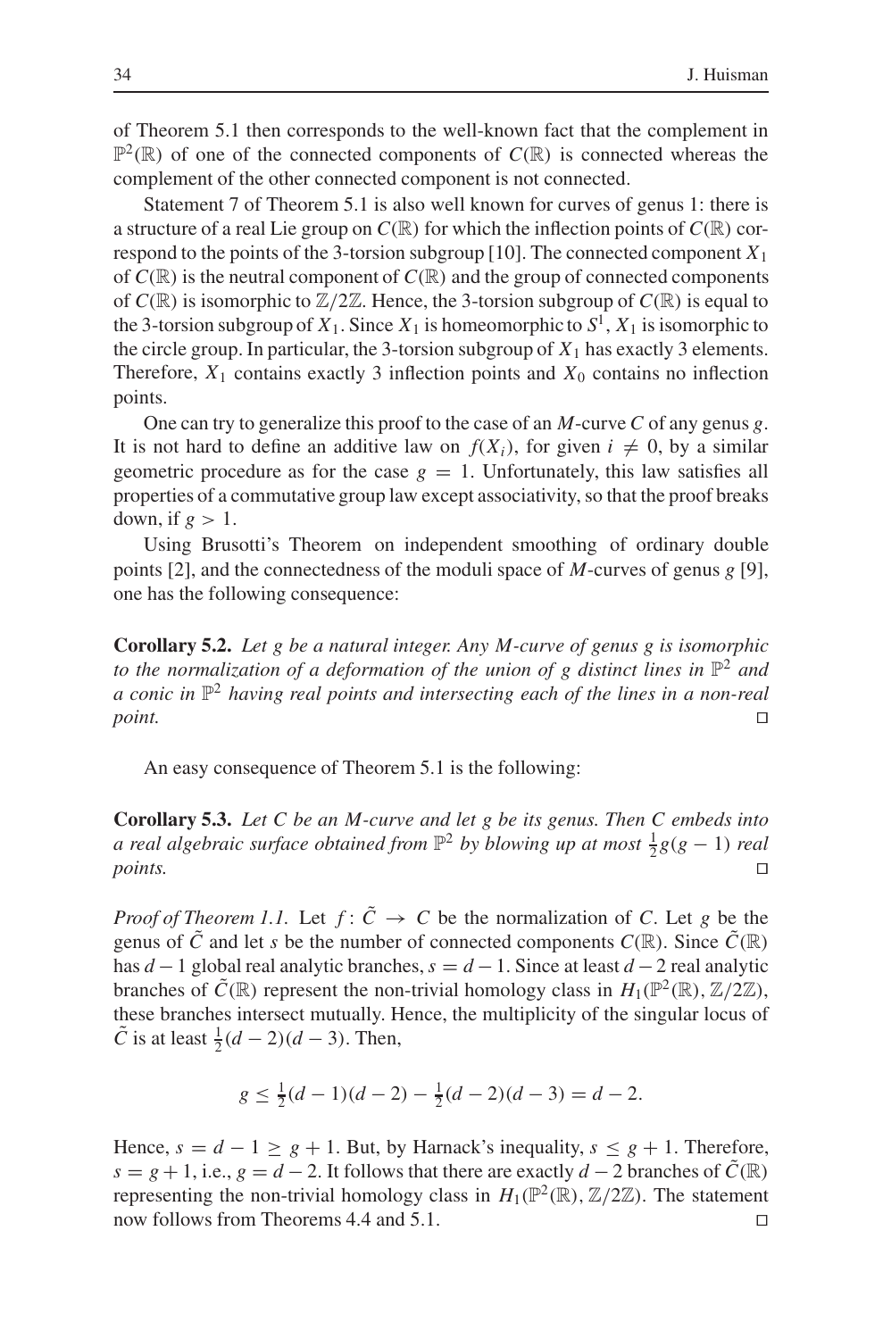of Theorem 5.1 then corresponds to the well-known fact that the complement in $\mathbb{P}^2(\mathbb{R})$ of one of the connected components of $C(\mathbb{R})$ is connected whereas the complement of the other connected component is not connected.

Statement 7 of Theorem 5.1 is also well known for curves of genus 1: there is a structure of a real Lie group on $C(\mathbb{R})$ for which the inflection points of $C(\mathbb{R})$ correspond to the points of the 3-torsion subgroup [10]. The connected component $X_1$ of $C(\mathbb{R})$ is the neutral component of $C(\mathbb{R})$ and the group of connected components of $C(\mathbb{R})$ is isomorphic to $\mathbb{Z}/2\mathbb{Z}$. Hence, the 3-torsion subgroup of $C(\mathbb{R})$ is equal to the 3-torsion subgroup of $X_1$. Since $X_1$ is homeomorphic to $S^1$, $X_1$ is isomorphic to the circle group. In particular, the 3-torsion subgroup of $X_1$ has exactly 3 elements. Therefore, $X_1$ contains exactly 3 inflection points and $X_0$ contains no inflection points.

One can try to generalize this proof to the case of an $M$-curve $C$ of any genus $g$. It is not hard to define an additive law on $f(X_i)$, for given $i \neq 0$, by a similar geometric procedure as for the case $g = 1$. Unfortunately, this law satisfies all properties of a commutative group law except associativity, so that the proof breaks down, if $g > 1$.

Using Brusotti's Theorem on independent smoothing of ordinary double points [2], and the connectedness of the moduli space of $M$-curves of genus $g$ [9], one has the following consequence:

**Corollary 5.2.** *Let $g$ be a natural integer. Any $M$-curve of genus $g$ is isomorphic to the normalization of a deformation of the union of $g$ distinct lines in $\mathbb{P}^2$ and a conic in $\mathbb{P}^2$ having real points and intersecting each of the lines in a non-real point.* □

An easy consequence of Theorem 5.1 is the following:

**Corollary 5.3.** *Let $C$ be an $M$-curve and let $g$ be its genus. Then $C$ embeds into a real algebraic surface obtained from $\mathbb{P}^2$ by blowing up at most $\frac{1}{2}g(g-1)$ real points.* □

*Proof of Theorem 1.1.* Let $f : \tilde{C} \to C$ be the normalization of $C$. Let $g$ be the genus of $\tilde{C}$ and let $s$ be the number of connected components $C(\mathbb{R})$. Since $\tilde{C}(\mathbb{R})$ has $d-1$ global real analytic branches, $s = d-1$. Since at least $d-2$ real analytic branches of $\tilde{C}(\mathbb{R})$ represent the non-trivial homology class in $H_1(\mathbb{P}^2(\mathbb{R}), \mathbb{Z}/2\mathbb{Z})$, these branches intersect mutually. Hence, the multiplicity of the singular locus of $\tilde{C}$ is at least $\frac{1}{2}(d-2)(d-3)$. Then,

$$g \leq \tfrac{1}{2}(d-1)(d-2) - \tfrac{1}{2}(d-2)(d-3) = d-2.$$

Hence, $s = d-1 \geq g+1$. But, by Harnack's inequality, $s \leq g+1$. Therefore, $s = g+1$, i.e., $g = d-2$. It follows that there are exactly $d-2$ branches of $\tilde{C}(\mathbb{R})$ representing the non-trivial homology class in $H_1(\mathbb{P}^2(\mathbb{R}), \mathbb{Z}/2\mathbb{Z})$. The statement now follows from Theorems 4.4 and 5.1. □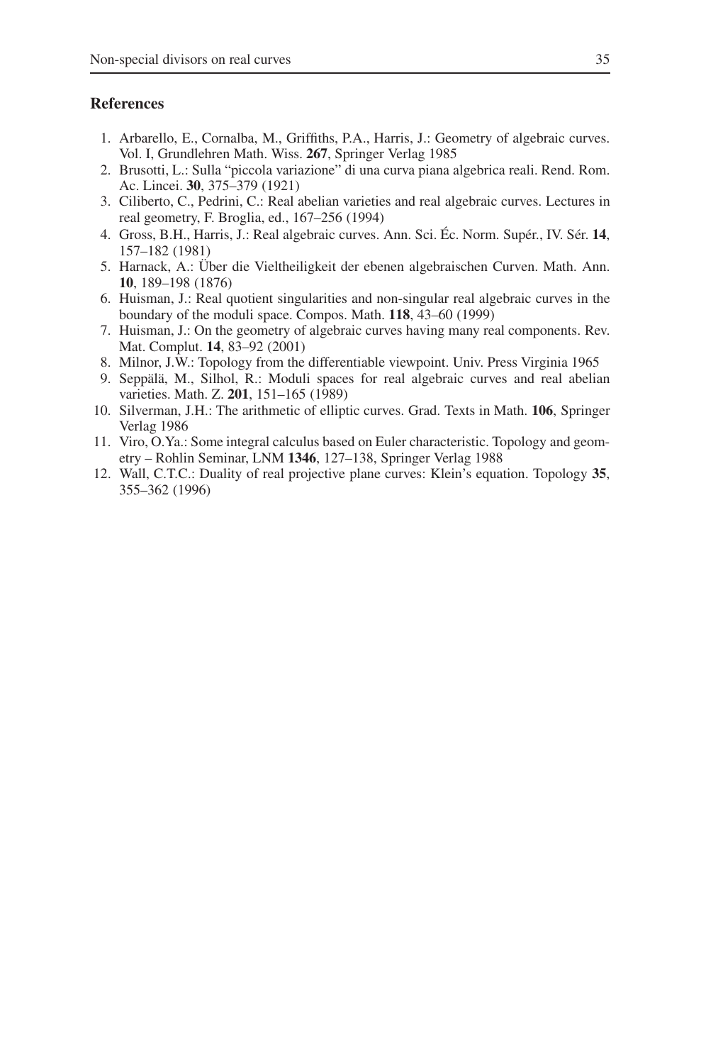## References

1. Arbarello, E., Cornalba, M., Griffiths, P.A., Harris, J.: Geometry of algebraic curves. Vol. I, Grundlehren Math. Wiss. **267**, Springer Verlag 1985
2. Brusotti, L.: Sulla "piccola variazione" di una curva piana algebrica reali. Rend. Rom. Ac. Lincei. **30**, 375–379 (1921)
3. Ciliberto, C., Pedrini, C.: Real abelian varieties and real algebraic curves. Lectures in real geometry, F. Broglia, ed., 167–256 (1994)
4. Gross, B.H., Harris, J.: Real algebraic curves. Ann. Sci. Éc. Norm. Supér., IV. Sér. **14**, 157–182 (1981)
5. Harnack, A.: Über die Vieltheiligkeit der ebenen algebraischen Curven. Math. Ann. **10**, 189–198 (1876)
6. Huisman, J.: Real quotient singularities and non-singular real algebraic curves in the boundary of the moduli space. Compos. Math. **118**, 43–60 (1999)
7. Huisman, J.: On the geometry of algebraic curves having many real components. Rev. Mat. Complut. **14**, 83–92 (2001)
8. Milnor, J.W.: Topology from the differentiable viewpoint. Univ. Press Virginia 1965
9. Seppälä, M., Silhol, R.: Moduli spaces for real algebraic curves and real abelian varieties. Math. Z. **201**, 151–165 (1989)
10. Silverman, J.H.: The arithmetic of elliptic curves. Grad. Texts in Math. **106**, Springer Verlag 1986
11. Viro, O.Ya.: Some integral calculus based on Euler characteristic. Topology and geometry – Rohlin Seminar, LNM **1346**, 127–138, Springer Verlag 1988
12. Wall, C.T.C.: Duality of real projective plane curves: Klein's equation. Topology **35**, 355–362 (1996)